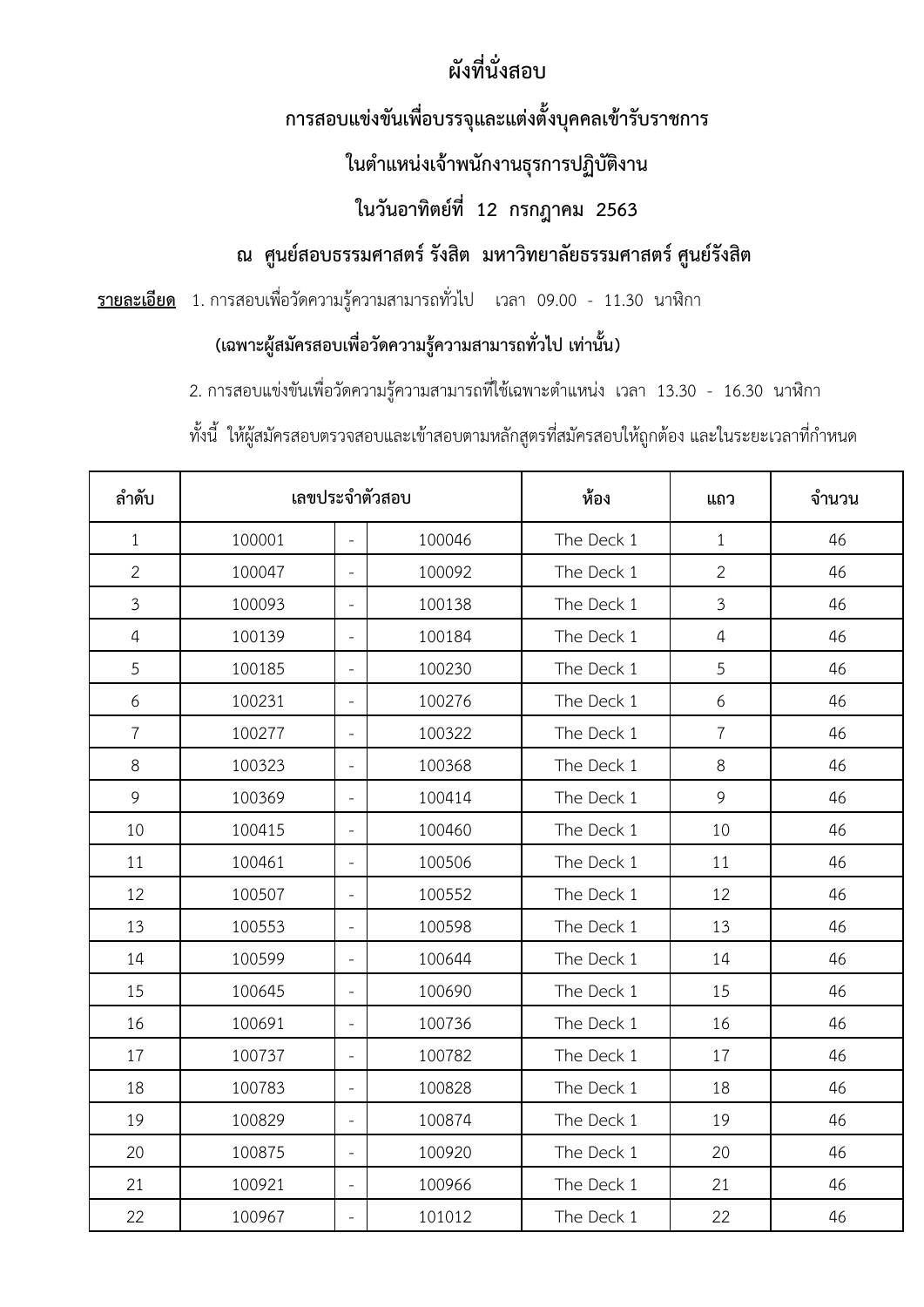# ผังที่นั่งสอบ

## การสอบแข่งขันเพื่อบรรจุและแต่งตั้งบุคคลเข้ารับราชการ

## ในตำแหน่งเจ้าพนักงานธุรการปฏิบัติงาน

## ในวันอาทิตย์ที่ 12 กรกฎาคม 2563

## ณ ศูนย์สอบธรรมศาสตร์ รังสิต มหาวิทยาลัยธรรมศาสตร์ ศูนย์รังสิต

**รายละเอียด** 1. การสอบเพื่อวัดความรู้ความสามารถทั่วไป เวลา 09.00 - 11.30 นาฬิกา

**(เฉพาะผู้สมัครสอบเพื่อวัดความรู้ความสามารถทั่วไป เท่านั้น)**

2. การสอบแข่งขันเพื่อวัดความรู้ความสามารถที่ใช้เฉพาะตำแหน่ง เวลา 13.30 - 16.30 นาฬิกา

ทั้งนี้ ให้ผู้สมัครสอบตรวจสอบและเข้าสอบตามหลักสูตรที่สมัครสอบให้ถูกต้อง และในระยะเวลาที่กำหนด

| ลำดับ | เลขประจำตัวสอบ | | | ห้อง | แถว | จำนวน |
|---|---|---|---|---|---|---|
| 1 | 100001 | - | 100046 | The Deck 1 | 1 | 46 |
| 2 | 100047 | - | 100092 | The Deck 1 | 2 | 46 |
| 3 | 100093 | - | 100138 | The Deck 1 | 3 | 46 |
| 4 | 100139 | - | 100184 | The Deck 1 | 4 | 46 |
| 5 | 100185 | - | 100230 | The Deck 1 | 5 | 46 |
| 6 | 100231 | - | 100276 | The Deck 1 | 6 | 46 |
| 7 | 100277 | - | 100322 | The Deck 1 | 7 | 46 |
| 8 | 100323 | - | 100368 | The Deck 1 | 8 | 46 |
| 9 | 100369 | - | 100414 | The Deck 1 | 9 | 46 |
| 10 | 100415 | - | 100460 | The Deck 1 | 10 | 46 |
| 11 | 100461 | - | 100506 | The Deck 1 | 11 | 46 |
| 12 | 100507 | - | 100552 | The Deck 1 | 12 | 46 |
| 13 | 100553 | - | 100598 | The Deck 1 | 13 | 46 |
| 14 | 100599 | - | 100644 | The Deck 1 | 14 | 46 |
| 15 | 100645 | - | 100690 | The Deck 1 | 15 | 46 |
| 16 | 100691 | - | 100736 | The Deck 1 | 16 | 46 |
| 17 | 100737 | - | 100782 | The Deck 1 | 17 | 46 |
| 18 | 100783 | - | 100828 | The Deck 1 | 18 | 46 |
| 19 | 100829 | - | 100874 | The Deck 1 | 19 | 46 |
| 20 | 100875 | - | 100920 | The Deck 1 | 20 | 46 |
| 21 | 100921 | - | 100966 | The Deck 1 | 21 | 46 |
| 22 | 100967 | - | 101012 | The Deck 1 | 22 | 46 |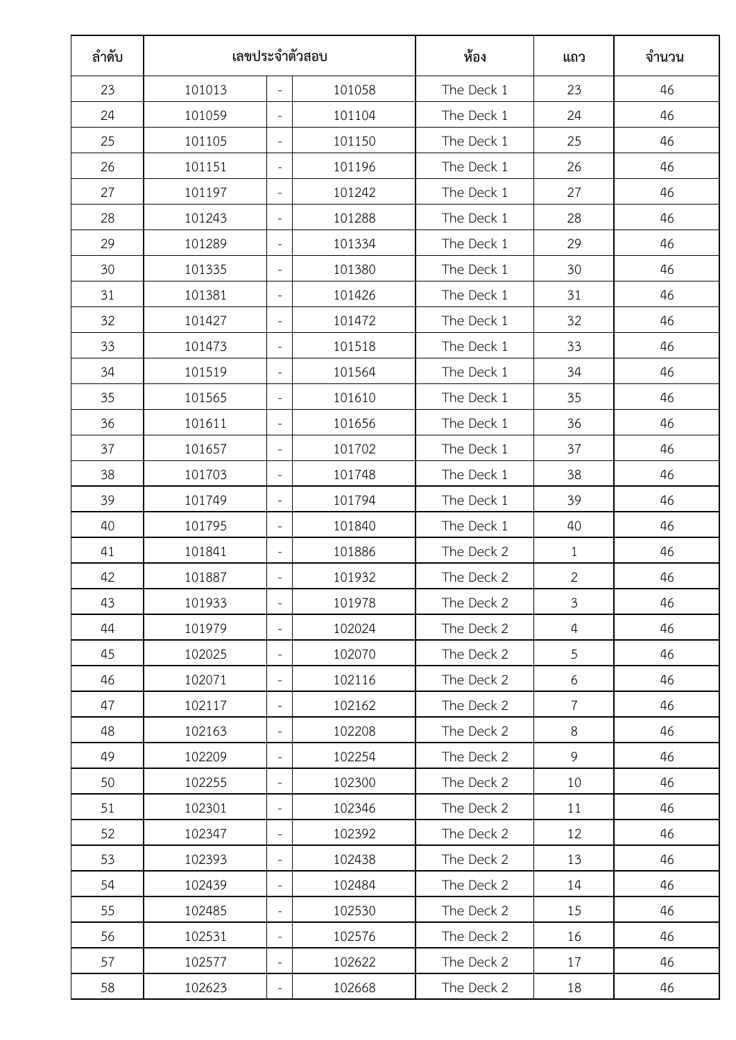| ลำดับ | เลขประจำตัวสอบ | | | ห้อง | แถว | จำนวน |
|---|---|---|---|---|---|---|
| 23 | 101013 | - | 101058 | The Deck 1 | 23 | 46 |
| 24 | 101059 | - | 101104 | The Deck 1 | 24 | 46 |
| 25 | 101105 | - | 101150 | The Deck 1 | 25 | 46 |
| 26 | 101151 | - | 101196 | The Deck 1 | 26 | 46 |
| 27 | 101197 | - | 101242 | The Deck 1 | 27 | 46 |
| 28 | 101243 | - | 101288 | The Deck 1 | 28 | 46 |
| 29 | 101289 | - | 101334 | The Deck 1 | 29 | 46 |
| 30 | 101335 | - | 101380 | The Deck 1 | 30 | 46 |
| 31 | 101381 | - | 101426 | The Deck 1 | 31 | 46 |
| 32 | 101427 | - | 101472 | The Deck 1 | 32 | 46 |
| 33 | 101473 | - | 101518 | The Deck 1 | 33 | 46 |
| 34 | 101519 | - | 101564 | The Deck 1 | 34 | 46 |
| 35 | 101565 | - | 101610 | The Deck 1 | 35 | 46 |
| 36 | 101611 | - | 101656 | The Deck 1 | 36 | 46 |
| 37 | 101657 | - | 101702 | The Deck 1 | 37 | 46 |
| 38 | 101703 | - | 101748 | The Deck 1 | 38 | 46 |
| 39 | 101749 | - | 101794 | The Deck 1 | 39 | 46 |
| 40 | 101795 | - | 101840 | The Deck 1 | 40 | 46 |
| 41 | 101841 | - | 101886 | The Deck 2 | 1 | 46 |
| 42 | 101887 | - | 101932 | The Deck 2 | 2 | 46 |
| 43 | 101933 | - | 101978 | The Deck 2 | 3 | 46 |
| 44 | 101979 | - | 102024 | The Deck 2 | 4 | 46 |
| 45 | 102025 | - | 102070 | The Deck 2 | 5 | 46 |
| 46 | 102071 | - | 102116 | The Deck 2 | 6 | 46 |
| 47 | 102117 | - | 102162 | The Deck 2 | 7 | 46 |
| 48 | 102163 | - | 102208 | The Deck 2 | 8 | 46 |
| 49 | 102209 | - | 102254 | The Deck 2 | 9 | 46 |
| 50 | 102255 | - | 102300 | The Deck 2 | 10 | 46 |
| 51 | 102301 | - | 102346 | The Deck 2 | 11 | 46 |
| 52 | 102347 | - | 102392 | The Deck 2 | 12 | 46 |
| 53 | 102393 | - | 102438 | The Deck 2 | 13 | 46 |
| 54 | 102439 | - | 102484 | The Deck 2 | 14 | 46 |
| 55 | 102485 | - | 102530 | The Deck 2 | 15 | 46 |
| 56 | 102531 | - | 102576 | The Deck 2 | 16 | 46 |
| 57 | 102577 | - | 102622 | The Deck 2 | 17 | 46 |
| 58 | 102623 | - | 102668 | The Deck 2 | 18 | 46 |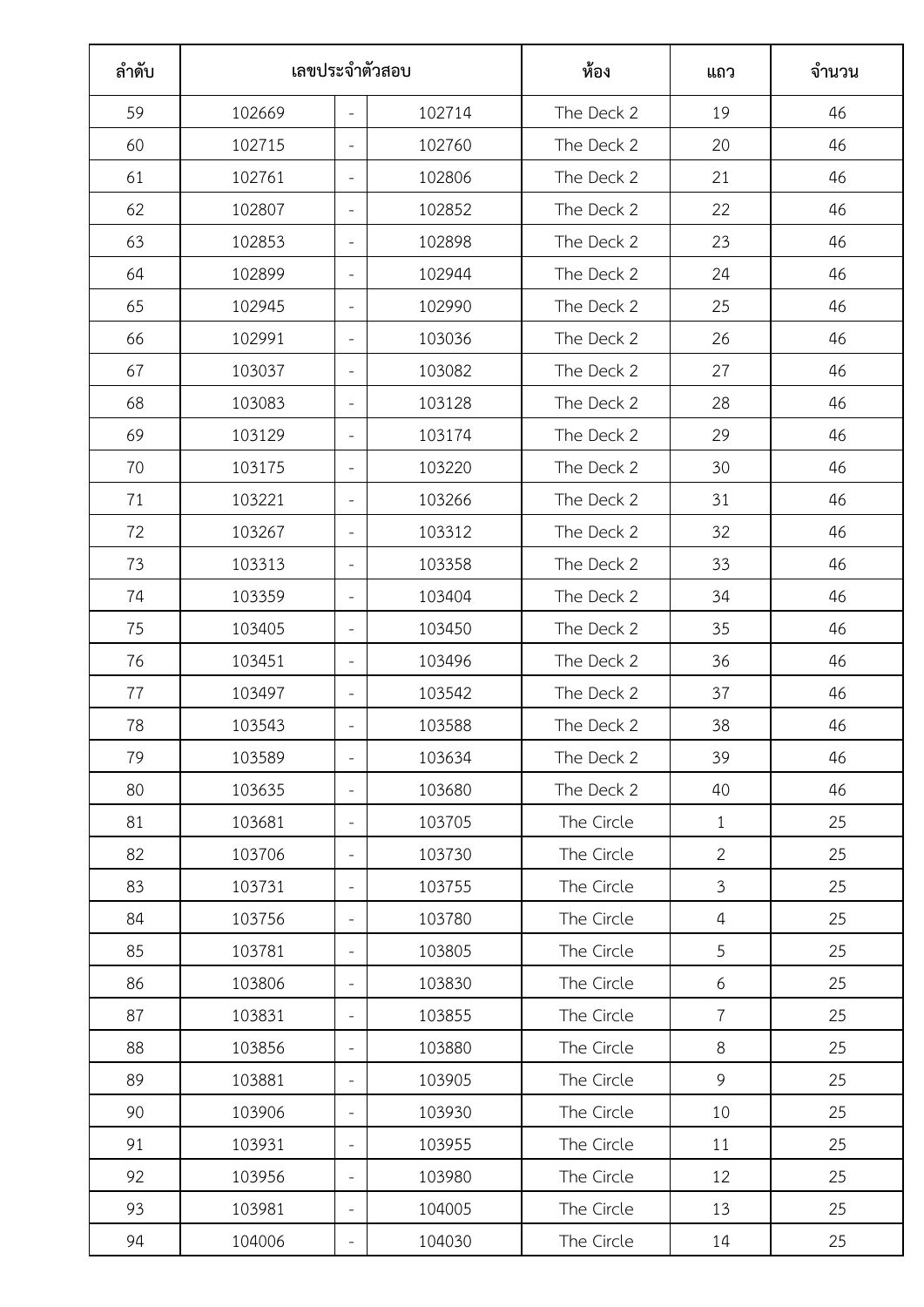| ลำดับ | เลขประจำตัวสอบ | | | ห้อง | แถว | จำนวน |
|---|---|---|---|---|---|---|
| 59 | 102669 | - | 102714 | The Deck 2 | 19 | 46 |
| 60 | 102715 | - | 102760 | The Deck 2 | 20 | 46 |
| 61 | 102761 | - | 102806 | The Deck 2 | 21 | 46 |
| 62 | 102807 | - | 102852 | The Deck 2 | 22 | 46 |
| 63 | 102853 | - | 102898 | The Deck 2 | 23 | 46 |
| 64 | 102899 | - | 102944 | The Deck 2 | 24 | 46 |
| 65 | 102945 | - | 102990 | The Deck 2 | 25 | 46 |
| 66 | 102991 | - | 103036 | The Deck 2 | 26 | 46 |
| 67 | 103037 | - | 103082 | The Deck 2 | 27 | 46 |
| 68 | 103083 | - | 103128 | The Deck 2 | 28 | 46 |
| 69 | 103129 | - | 103174 | The Deck 2 | 29 | 46 |
| 70 | 103175 | - | 103220 | The Deck 2 | 30 | 46 |
| 71 | 103221 | - | 103266 | The Deck 2 | 31 | 46 |
| 72 | 103267 | - | 103312 | The Deck 2 | 32 | 46 |
| 73 | 103313 | - | 103358 | The Deck 2 | 33 | 46 |
| 74 | 103359 | - | 103404 | The Deck 2 | 34 | 46 |
| 75 | 103405 | - | 103450 | The Deck 2 | 35 | 46 |
| 76 | 103451 | - | 103496 | The Deck 2 | 36 | 46 |
| 77 | 103497 | - | 103542 | The Deck 2 | 37 | 46 |
| 78 | 103543 | - | 103588 | The Deck 2 | 38 | 46 |
| 79 | 103589 | - | 103634 | The Deck 2 | 39 | 46 |
| 80 | 103635 | - | 103680 | The Deck 2 | 40 | 46 |
| 81 | 103681 | - | 103705 | The Circle | 1 | 25 |
| 82 | 103706 | - | 103730 | The Circle | 2 | 25 |
| 83 | 103731 | - | 103755 | The Circle | 3 | 25 |
| 84 | 103756 | - | 103780 | The Circle | 4 | 25 |
| 85 | 103781 | - | 103805 | The Circle | 5 | 25 |
| 86 | 103806 | - | 103830 | The Circle | 6 | 25 |
| 87 | 103831 | - | 103855 | The Circle | 7 | 25 |
| 88 | 103856 | - | 103880 | The Circle | 8 | 25 |
| 89 | 103881 | - | 103905 | The Circle | 9 | 25 |
| 90 | 103906 | - | 103930 | The Circle | 10 | 25 |
| 91 | 103931 | - | 103955 | The Circle | 11 | 25 |
| 92 | 103956 | - | 103980 | The Circle | 12 | 25 |
| 93 | 103981 | - | 104005 | The Circle | 13 | 25 |
| 94 | 104006 | - | 104030 | The Circle | 14 | 25 |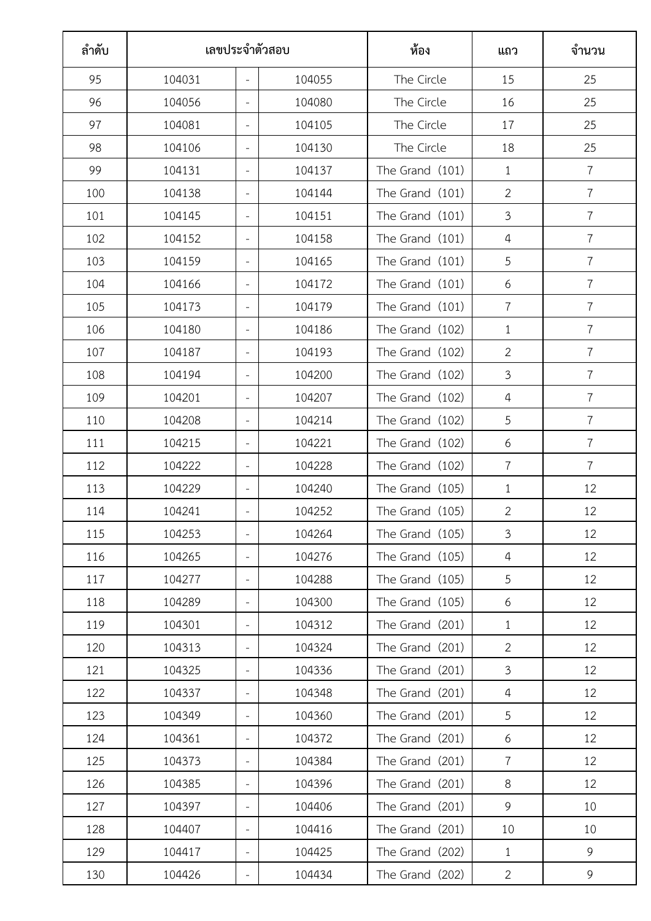| ลำดับ | เลขประจำตัวสอบ | | | ห้อง | แถว | จำนวน |
|---|---|---|---|---|---|---|
| 95 | 104031 | - | 104055 | The Circle | 15 | 25 |
| 96 | 104056 | - | 104080 | The Circle | 16 | 25 |
| 97 | 104081 | - | 104105 | The Circle | 17 | 25 |
| 98 | 104106 | - | 104130 | The Circle | 18 | 25 |
| 99 | 104131 | - | 104137 | The Grand (101) | 1 | 7 |
| 100 | 104138 | - | 104144 | The Grand (101) | 2 | 7 |
| 101 | 104145 | - | 104151 | The Grand (101) | 3 | 7 |
| 102 | 104152 | - | 104158 | The Grand (101) | 4 | 7 |
| 103 | 104159 | - | 104165 | The Grand (101) | 5 | 7 |
| 104 | 104166 | - | 104172 | The Grand (101) | 6 | 7 |
| 105 | 104173 | - | 104179 | The Grand (101) | 7 | 7 |
| 106 | 104180 | - | 104186 | The Grand (102) | 1 | 7 |
| 107 | 104187 | - | 104193 | The Grand (102) | 2 | 7 |
| 108 | 104194 | - | 104200 | The Grand (102) | 3 | 7 |
| 109 | 104201 | - | 104207 | The Grand (102) | 4 | 7 |
| 110 | 104208 | - | 104214 | The Grand (102) | 5 | 7 |
| 111 | 104215 | - | 104221 | The Grand (102) | 6 | 7 |
| 112 | 104222 | - | 104228 | The Grand (102) | 7 | 7 |
| 113 | 104229 | - | 104240 | The Grand (105) | 1 | 12 |
| 114 | 104241 | - | 104252 | The Grand (105) | 2 | 12 |
| 115 | 104253 | - | 104264 | The Grand (105) | 3 | 12 |
| 116 | 104265 | - | 104276 | The Grand (105) | 4 | 12 |
| 117 | 104277 | - | 104288 | The Grand (105) | 5 | 12 |
| 118 | 104289 | - | 104300 | The Grand (105) | 6 | 12 |
| 119 | 104301 | - | 104312 | The Grand (201) | 1 | 12 |
| 120 | 104313 | - | 104324 | The Grand (201) | 2 | 12 |
| 121 | 104325 | - | 104336 | The Grand (201) | 3 | 12 |
| 122 | 104337 | - | 104348 | The Grand (201) | 4 | 12 |
| 123 | 104349 | - | 104360 | The Grand (201) | 5 | 12 |
| 124 | 104361 | - | 104372 | The Grand (201) | 6 | 12 |
| 125 | 104373 | - | 104384 | The Grand (201) | 7 | 12 |
| 126 | 104385 | - | 104396 | The Grand (201) | 8 | 12 |
| 127 | 104397 | - | 104406 | The Grand (201) | 9 | 10 |
| 128 | 104407 | - | 104416 | The Grand (201) | 10 | 10 |
| 129 | 104417 | - | 104425 | The Grand (202) | 1 | 9 |
| 130 | 104426 | - | 104434 | The Grand (202) | 2 | 9 |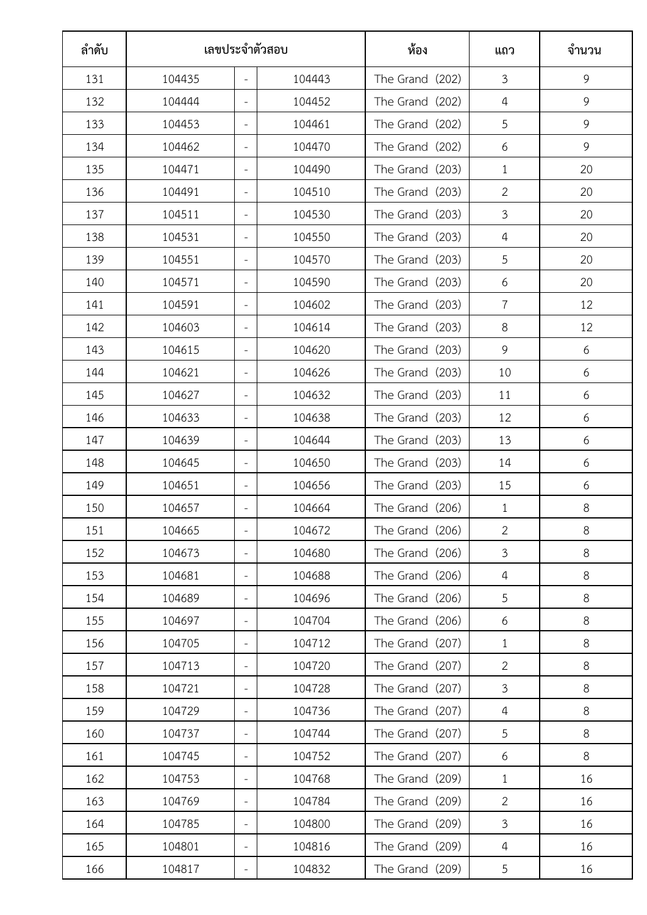| ลำดับ | เลขประจำตัวสอบ | | | ห้อง | แถว | จำนวน |
|---|---|---|---|---|---|---|
| 131 | 104435 | - | 104443 | The Grand (202) | 3 | 9 |
| 132 | 104444 | - | 104452 | The Grand (202) | 4 | 9 |
| 133 | 104453 | - | 104461 | The Grand (202) | 5 | 9 |
| 134 | 104462 | - | 104470 | The Grand (202) | 6 | 9 |
| 135 | 104471 | - | 104490 | The Grand (203) | 1 | 20 |
| 136 | 104491 | - | 104510 | The Grand (203) | 2 | 20 |
| 137 | 104511 | - | 104530 | The Grand (203) | 3 | 20 |
| 138 | 104531 | - | 104550 | The Grand (203) | 4 | 20 |
| 139 | 104551 | - | 104570 | The Grand (203) | 5 | 20 |
| 140 | 104571 | - | 104590 | The Grand (203) | 6 | 20 |
| 141 | 104591 | - | 104602 | The Grand (203) | 7 | 12 |
| 142 | 104603 | - | 104614 | The Grand (203) | 8 | 12 |
| 143 | 104615 | - | 104620 | The Grand (203) | 9 | 6 |
| 144 | 104621 | - | 104626 | The Grand (203) | 10 | 6 |
| 145 | 104627 | - | 104632 | The Grand (203) | 11 | 6 |
| 146 | 104633 | - | 104638 | The Grand (203) | 12 | 6 |
| 147 | 104639 | - | 104644 | The Grand (203) | 13 | 6 |
| 148 | 104645 | - | 104650 | The Grand (203) | 14 | 6 |
| 149 | 104651 | - | 104656 | The Grand (203) | 15 | 6 |
| 150 | 104657 | - | 104664 | The Grand (206) | 1 | 8 |
| 151 | 104665 | - | 104672 | The Grand (206) | 2 | 8 |
| 152 | 104673 | - | 104680 | The Grand (206) | 3 | 8 |
| 153 | 104681 | - | 104688 | The Grand (206) | 4 | 8 |
| 154 | 104689 | - | 104696 | The Grand (206) | 5 | 8 |
| 155 | 104697 | - | 104704 | The Grand (206) | 6 | 8 |
| 156 | 104705 | - | 104712 | The Grand (207) | 1 | 8 |
| 157 | 104713 | - | 104720 | The Grand (207) | 2 | 8 |
| 158 | 104721 | - | 104728 | The Grand (207) | 3 | 8 |
| 159 | 104729 | - | 104736 | The Grand (207) | 4 | 8 |
| 160 | 104737 | - | 104744 | The Grand (207) | 5 | 8 |
| 161 | 104745 | - | 104752 | The Grand (207) | 6 | 8 |
| 162 | 104753 | - | 104768 | The Grand (209) | 1 | 16 |
| 163 | 104769 | - | 104784 | The Grand (209) | 2 | 16 |
| 164 | 104785 | - | 104800 | The Grand (209) | 3 | 16 |
| 165 | 104801 | - | 104816 | The Grand (209) | 4 | 16 |
| 166 | 104817 | - | 104832 | The Grand (209) | 5 | 16 |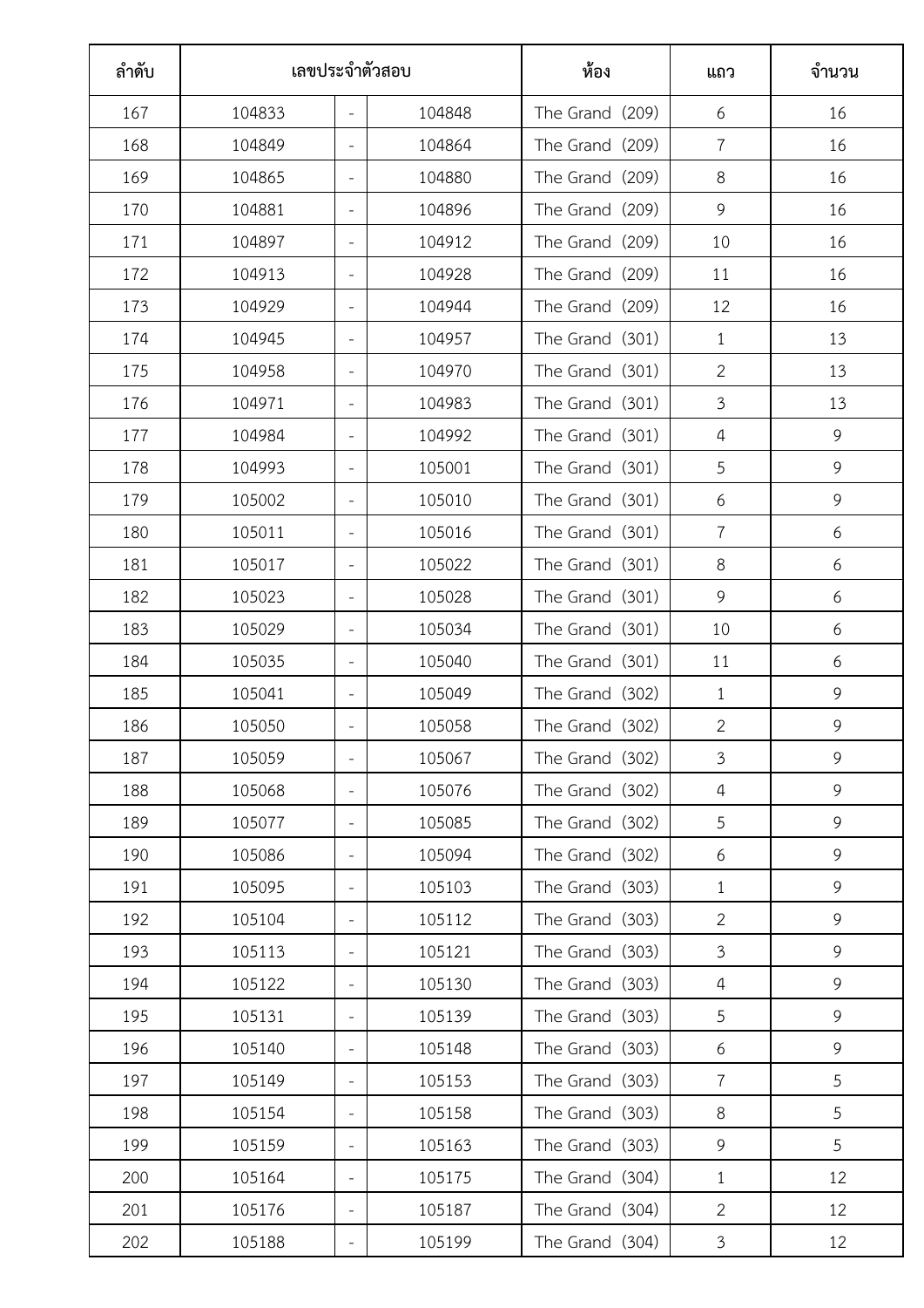| ลำดับ | เลขประจำตัวสอบ | | | ห้อง | แถว | จำนวน |
|---|---|---|---|---|---|---|
| 167 | 104833 | - | 104848 | The Grand (209) | 6 | 16 |
| 168 | 104849 | - | 104864 | The Grand (209) | 7 | 16 |
| 169 | 104865 | - | 104880 | The Grand (209) | 8 | 16 |
| 170 | 104881 | - | 104896 | The Grand (209) | 9 | 16 |
| 171 | 104897 | - | 104912 | The Grand (209) | 10 | 16 |
| 172 | 104913 | - | 104928 | The Grand (209) | 11 | 16 |
| 173 | 104929 | - | 104944 | The Grand (209) | 12 | 16 |
| 174 | 104945 | - | 104957 | The Grand (301) | 1 | 13 |
| 175 | 104958 | - | 104970 | The Grand (301) | 2 | 13 |
| 176 | 104971 | - | 104983 | The Grand (301) | 3 | 13 |
| 177 | 104984 | - | 104992 | The Grand (301) | 4 | 9 |
| 178 | 104993 | - | 105001 | The Grand (301) | 5 | 9 |
| 179 | 105002 | - | 105010 | The Grand (301) | 6 | 9 |
| 180 | 105011 | - | 105016 | The Grand (301) | 7 | 6 |
| 181 | 105017 | - | 105022 | The Grand (301) | 8 | 6 |
| 182 | 105023 | - | 105028 | The Grand (301) | 9 | 6 |
| 183 | 105029 | - | 105034 | The Grand (301) | 10 | 6 |
| 184 | 105035 | - | 105040 | The Grand (301) | 11 | 6 |
| 185 | 105041 | - | 105049 | The Grand (302) | 1 | 9 |
| 186 | 105050 | - | 105058 | The Grand (302) | 2 | 9 |
| 187 | 105059 | - | 105067 | The Grand (302) | 3 | 9 |
| 188 | 105068 | - | 105076 | The Grand (302) | 4 | 9 |
| 189 | 105077 | - | 105085 | The Grand (302) | 5 | 9 |
| 190 | 105086 | - | 105094 | The Grand (302) | 6 | 9 |
| 191 | 105095 | - | 105103 | The Grand (303) | 1 | 9 |
| 192 | 105104 | - | 105112 | The Grand (303) | 2 | 9 |
| 193 | 105113 | - | 105121 | The Grand (303) | 3 | 9 |
| 194 | 105122 | - | 105130 | The Grand (303) | 4 | 9 |
| 195 | 105131 | - | 105139 | The Grand (303) | 5 | 9 |
| 196 | 105140 | - | 105148 | The Grand (303) | 6 | 9 |
| 197 | 105149 | - | 105153 | The Grand (303) | 7 | 5 |
| 198 | 105154 | - | 105158 | The Grand (303) | 8 | 5 |
| 199 | 105159 | - | 105163 | The Grand (303) | 9 | 5 |
| 200 | 105164 | - | 105175 | The Grand (304) | 1 | 12 |
| 201 | 105176 | - | 105187 | The Grand (304) | 2 | 12 |
| 202 | 105188 | - | 105199 | The Grand (304) | 3 | 12 |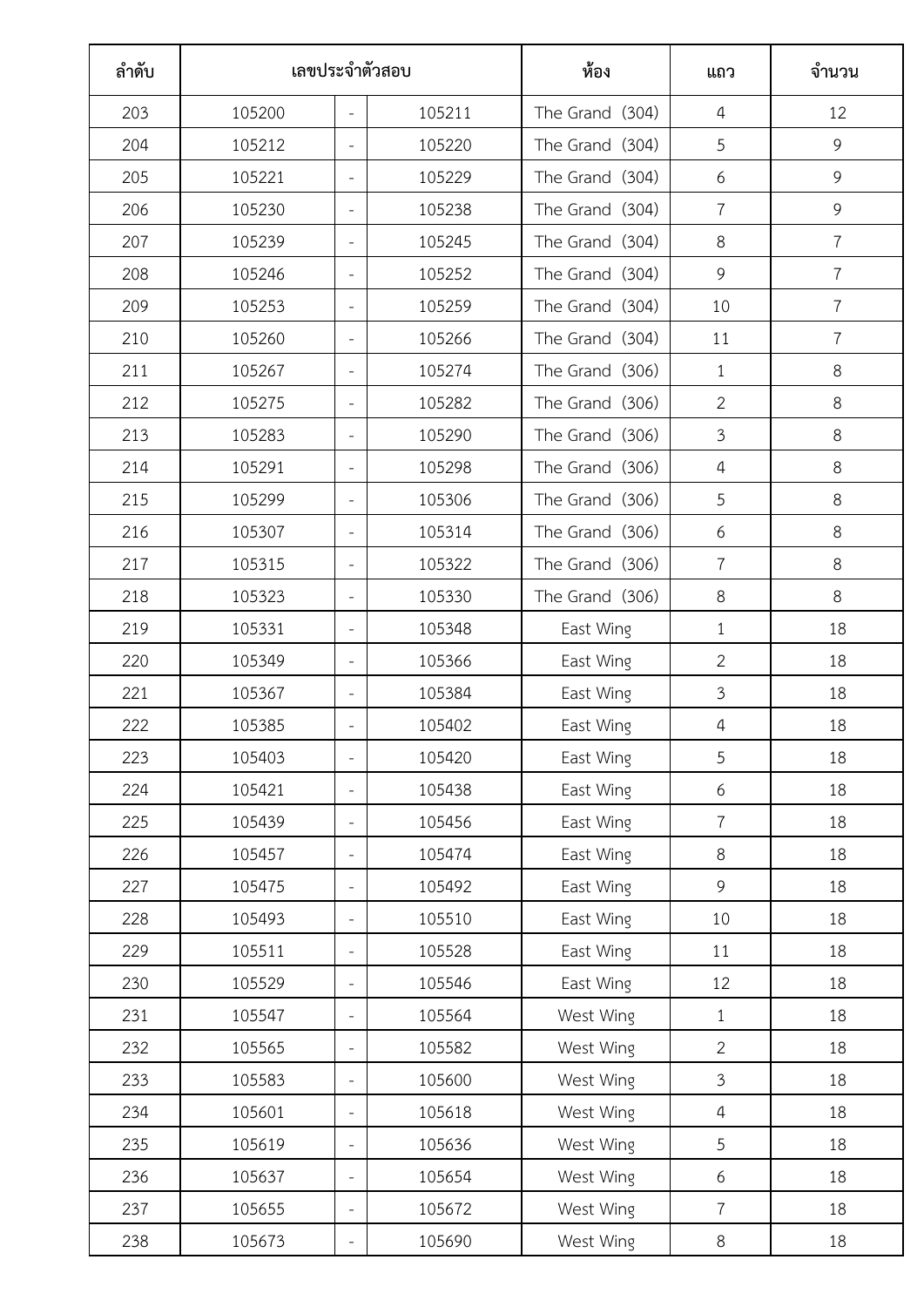| ลำดับ | เลขประจำตัวสอบ | | | ห้อง | แถว | จำนวน |
|---|---|---|---|---|---|---|
| 203 | 105200 | - | 105211 | The Grand (304) | 4 | 12 |
| 204 | 105212 | - | 105220 | The Grand (304) | 5 | 9 |
| 205 | 105221 | - | 105229 | The Grand (304) | 6 | 9 |
| 206 | 105230 | - | 105238 | The Grand (304) | 7 | 9 |
| 207 | 105239 | - | 105245 | The Grand (304) | 8 | 7 |
| 208 | 105246 | - | 105252 | The Grand (304) | 9 | 7 |
| 209 | 105253 | - | 105259 | The Grand (304) | 10 | 7 |
| 210 | 105260 | - | 105266 | The Grand (304) | 11 | 7 |
| 211 | 105267 | - | 105274 | The Grand (306) | 1 | 8 |
| 212 | 105275 | - | 105282 | The Grand (306) | 2 | 8 |
| 213 | 105283 | - | 105290 | The Grand (306) | 3 | 8 |
| 214 | 105291 | - | 105298 | The Grand (306) | 4 | 8 |
| 215 | 105299 | - | 105306 | The Grand (306) | 5 | 8 |
| 216 | 105307 | - | 105314 | The Grand (306) | 6 | 8 |
| 217 | 105315 | - | 105322 | The Grand (306) | 7 | 8 |
| 218 | 105323 | - | 105330 | The Grand (306) | 8 | 8 |
| 219 | 105331 | - | 105348 | East Wing | 1 | 18 |
| 220 | 105349 | - | 105366 | East Wing | 2 | 18 |
| 221 | 105367 | - | 105384 | East Wing | 3 | 18 |
| 222 | 105385 | - | 105402 | East Wing | 4 | 18 |
| 223 | 105403 | - | 105420 | East Wing | 5 | 18 |
| 224 | 105421 | - | 105438 | East Wing | 6 | 18 |
| 225 | 105439 | - | 105456 | East Wing | 7 | 18 |
| 226 | 105457 | - | 105474 | East Wing | 8 | 18 |
| 227 | 105475 | - | 105492 | East Wing | 9 | 18 |
| 228 | 105493 | - | 105510 | East Wing | 10 | 18 |
| 229 | 105511 | - | 105528 | East Wing | 11 | 18 |
| 230 | 105529 | - | 105546 | East Wing | 12 | 18 |
| 231 | 105547 | - | 105564 | West Wing | 1 | 18 |
| 232 | 105565 | - | 105582 | West Wing | 2 | 18 |
| 233 | 105583 | - | 105600 | West Wing | 3 | 18 |
| 234 | 105601 | - | 105618 | West Wing | 4 | 18 |
| 235 | 105619 | - | 105636 | West Wing | 5 | 18 |
| 236 | 105637 | - | 105654 | West Wing | 6 | 18 |
| 237 | 105655 | - | 105672 | West Wing | 7 | 18 |
| 238 | 105673 | - | 105690 | West Wing | 8 | 18 |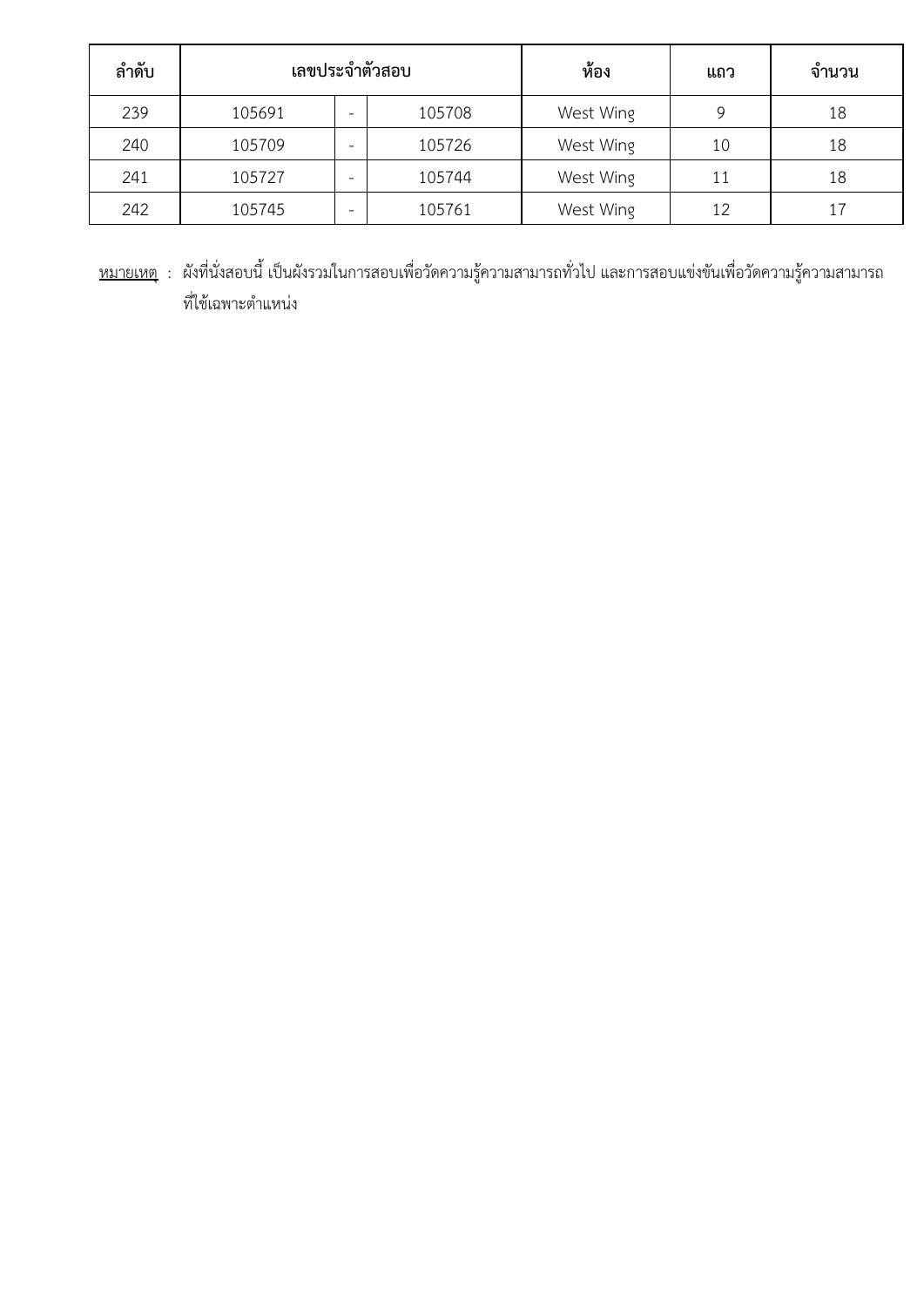| ลำดับ | เลขประจำตัวสอบ | | | ห้อง | แถว | จำนวน |
|---|---|---|---|---|---|---|
| 239 | 105691 | - | 105708 | West Wing | 9 | 18 |
| 240 | 105709 | - | 105726 | West Wing | 10 | 18 |
| 241 | 105727 | - | 105744 | West Wing | 11 | 18 |
| 242 | 105745 | - | 105761 | West Wing | 12 | 17 |

หมายเหตุ : ผังที่นั่งสอบนี้ เป็นผังรวมในการสอบเพื่อวัดความรู้ความสามารถทั่วไป และการสอบแข่งขันเพื่อวัดความรู้ความสามารถที่ใช้เฉพาะตำแหน่ง